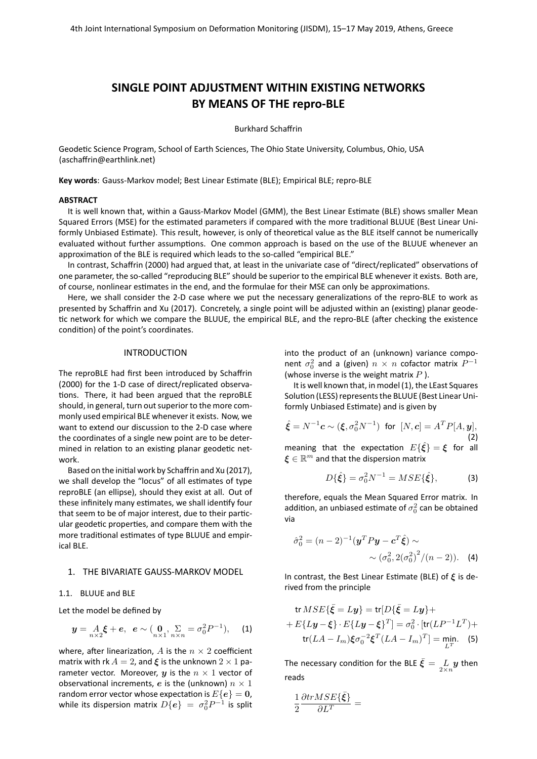# SINGLE POINT ADJUSTMENT WITHIN EXISTING NETWORKS BY MEANS OF THE repro-BLE

Burkhard Schaffrin

Geodetic Science Program, School of Earth Sciences, The Ohio State University, Columbus, Ohio, USA (aschaffrin@earthlink.net)

**Key words**: Gauss-Markov model; Best Linear Estimate (BLE); Empirical BLE; repro-BLE

## ABSTRACT

It is well known that, within a Gauss-Markov Model (GMM), the Best Linear Estimate (BLE) shows smaller Mean Squared Errors (MSE) for the estimated parameters if compared with the more traditional BLUUE (Best Linear Uniformly Unbiased Estimate). This result, however, is only of theoretical value as the BLE itself cannot be numerically evaluated without further assumptions. One common approach is based on the use of the BLUUE whenever an approximation of the BLE is required which leads to the so-called "empirical BLE."

In contrast, Schaffrin (2000) had argued that, at least in the univariate case of "direct/replicated" observations of one parameter, the so-called "reproducing BLE" should be superior to the empirical BLE whenever it exists. Both are, of course, nonlinear estimates in the end, and the formulae for their MSE can only be approximations.

Here, we shall consider the 2-D case where we put the necessary generalizations of the repro-BLE to work as presented by Schaffrin and Xu (2017). Concretely, a single point will be adjusted within an (existing) planar geodetic network for which we compare the BLUUE, the empirical BLE, and the repro-BLE (after checking the existence condition) of the point's coordinates.

## INTRODUCTION

The reproBLE had first been introduced by Schaffrin (2000) for the 1-D case of direct/replicated observations. There, it had been argued that the reproBLE should, in general, turn out superior to the more commonly used empirical BLE whenever it exists. Now, we want to extend our discussion to the 2-D case where the coordinates of a single new point are to be determined in relation to an existing planar geodetic network.

Based on the initial work by Schaffrin and Xu (2017), we shall develop the "locus" of all estimates of type reproBLE (an ellipse), should they exist at all. Out of these infinitely many estimates, we shall identify four that seem to be of major interest, due to their particular geodetic properties, and compare them with the more traditional estimates of type BLUUE and empirical BLE.

## 1. THE BIVARIATE GAUSS-MARKOV MODEL

### 1.1. BLUUE and BLE

Let the model be defined by

$$\boldsymbol{y} = \underset{n\times 2}{A}\boldsymbol{\xi} + \boldsymbol{e}, \;\; \boldsymbol{e} \sim (\underset{n\times 1}{\boldsymbol{0}}, \underset{n\times n}{\Sigma} = \sigma_0^2 P^{-1}), \quad (1)$$

where, after linearization, $A$ is the $n \times 2$ coefficient matrix with rk $A = 2$, and $\boldsymbol{\xi}$ is the unknown $2 \times 1$ parameter vector. Moreover, $\boldsymbol{y}$ is the $n \times 1$ vector of observational increments, $\boldsymbol{e}$ is the (unknown) $n \times 1$ random error vector whose expectation is $E\{\boldsymbol{e}\} = \boldsymbol{0}$, while its dispersion matrix $D\{\boldsymbol{e}\} = \sigma_0^2 P^{-1}$ is split into the product of an (unknown) variance component $\sigma_0^2$ and a (given) $n \times n$ cofactor matrix $P^{-1}$ (whose inverse is the weight matrix $P$).

It is well known that, in model (1), the LEast Squares Solution (LESS) represents the BLUUE (Best Linear Uniformly Unbiased Estimate) and is given by

$$\hat{\boldsymbol{\xi}} = N^{-1}\boldsymbol{c} \sim (\boldsymbol{\xi}, \sigma_0^2 N^{-1}) \;\text{ for }\; [N, \boldsymbol{c}] = A^T P[A, \boldsymbol{y}], \quad (2)$$

meaning that the expectation $E\{\hat{\boldsymbol{\xi}}\} = \boldsymbol{\xi}$ for all $\boldsymbol{\xi} \in \mathbb{R}^m$ and that the dispersion matrix

$$D\{\hat{\boldsymbol{\xi}}\} = \sigma_0^2 N^{-1} = MSE\{\hat{\boldsymbol{\xi}}\}, \quad (3)$$

therefore, equals the Mean Squared Error matrix. In addition, an unbiased estimate of $\sigma_0^2$ can be obtained via

$$\hat{\sigma}_0^2 = (n-2)^{-1}(\boldsymbol{y}^T P \boldsymbol{y} - \boldsymbol{c}^T \hat{\boldsymbol{\xi}}) \sim \sim (\sigma_0^2, 2(\sigma_0^2)^2/(n-2)). \quad (4)$$

In contrast, the Best Linear Estimate (BLE) of $\boldsymbol{\xi}$ is derived from the principle

$$\begin{aligned} \text{tr}\, MSE\{\bar{\boldsymbol{\xi}} = L\boldsymbol{y}\} &= \text{tr}[D\{\bar{\boldsymbol{\xi}} = L\boldsymbol{y}\} + \\ + E\{L\boldsymbol{y} - \boldsymbol{\xi}\} \cdot E\{L\boldsymbol{y} - \boldsymbol{\xi}\}^T] &= \sigma_0^2 \cdot [\text{tr}(LP^{-1}L^T) + \\ \text{tr}(LA - I_m)\boldsymbol{\xi}\sigma_0^{-2}\boldsymbol{\xi}^T(LA - I_m)^T] &= \min_{L^T}. \end{aligned} \quad (5)$$

The necessary condition for the BLE $\bar{\boldsymbol{\xi}} = \underset{2\times n}{L}\boldsymbol{y}$ then reads

$$\frac{1}{2}\frac{\partial tr MSE\{\bar{\boldsymbol{\xi}}\}}{\partial L^T} =$$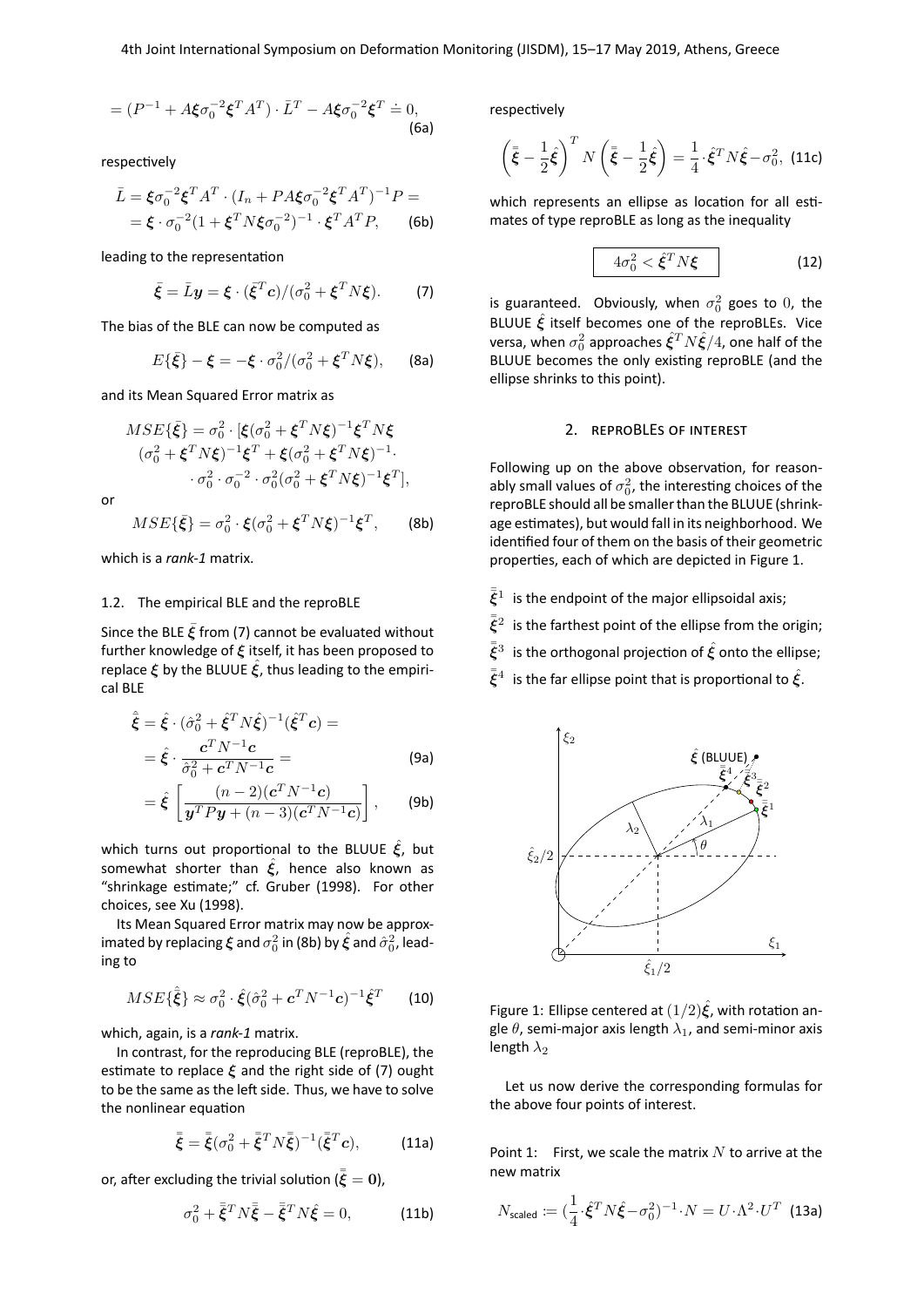$$= (P^{-1} + A\boldsymbol{\xi}\sigma_0^{-2}\boldsymbol{\xi}^T A^T) \cdot \bar{L}^T - A\boldsymbol{\xi}\sigma_0^{-2}\boldsymbol{\xi}^T \doteq 0, \tag{6a}$$

respectively

$$\begin{aligned}\bar{L} &= \boldsymbol{\xi}\sigma_0^{-2}\boldsymbol{\xi}^T A^T \cdot (I_n + PA\boldsymbol{\xi}\sigma_0^{-2}\boldsymbol{\xi}^T A^T)^{-1} P = \\ &= \boldsymbol{\xi} \cdot \sigma_0^{-2}(1 + \boldsymbol{\xi}^T N \boldsymbol{\xi}\sigma_0^{-2})^{-1} \cdot \boldsymbol{\xi}^T A^T P,\end{aligned} \tag{6b}$$

leading to the representation

$$\bar{\boldsymbol{\xi}} = \bar{L}\boldsymbol{y} = \boldsymbol{\xi} \cdot (\bar{\boldsymbol{\xi}}^T \boldsymbol{c})/(\sigma_0^2 + \boldsymbol{\xi}^T N \boldsymbol{\xi}). \tag{7}$$

The bias of the BLE can now be computed as

$$E\{\bar{\boldsymbol{\xi}}\} - \boldsymbol{\xi} = -\boldsymbol{\xi} \cdot \sigma_0^2/(\sigma_0^2 + \boldsymbol{\xi}^T N \boldsymbol{\xi}), \tag{8a}$$

and its Mean Squared Error matrix as

$$\begin{aligned}MSE\{\bar{\boldsymbol{\xi}}\} &= \sigma_0^2 \cdot [\boldsymbol{\xi}(\sigma_0^2 + \boldsymbol{\xi}^T N \boldsymbol{\xi})^{-1}\boldsymbol{\xi}^T N \boldsymbol{\xi} \\ &(\sigma_0^2 + \boldsymbol{\xi}^T N \boldsymbol{\xi})^{-1}\boldsymbol{\xi}^T + \boldsymbol{\xi}(\sigma_0^2 + \boldsymbol{\xi}^T N \boldsymbol{\xi})^{-1} \cdot \\ &\cdot \sigma_0^2 \cdot \sigma_0^{-2} \cdot \sigma_0^2(\sigma_0^2 + \boldsymbol{\xi}^T N \boldsymbol{\xi})^{-1}\boldsymbol{\xi}^T],\end{aligned}$$

or

$$MSE\{\bar{\boldsymbol{\xi}}\} = \sigma_0^2 \cdot \boldsymbol{\xi}(\sigma_0^2 + \boldsymbol{\xi}^T N \boldsymbol{\xi})^{-1}\boldsymbol{\xi}^T, \tag{8b}$$

which is a *rank-1* matrix.

### 1.2. The empirical BLE and the reproBLE

Since the BLE $\bar{\boldsymbol{\xi}}$ from (7) cannot be evaluated without further knowledge of $\boldsymbol{\xi}$ itself, it has been proposed to replace $\boldsymbol{\xi}$ by the BLUUE $\hat{\boldsymbol{\xi}}$, thus leading to the empirical BLE

$$\begin{aligned}\hat{\bar{\boldsymbol{\xi}}} &= \hat{\boldsymbol{\xi}} \cdot (\hat{\sigma}_0^2 + \hat{\boldsymbol{\xi}}^T N \hat{\boldsymbol{\xi}})^{-1}(\hat{\boldsymbol{\xi}}^T \boldsymbol{c}) = \\ &= \hat{\boldsymbol{\xi}} \cdot \frac{\boldsymbol{c}^T N^{-1} \boldsymbol{c}}{\hat{\sigma}_0^2 + \boldsymbol{c}^T N^{-1} \boldsymbol{c}} = \end{aligned} \tag{9a}$$

$$= \hat{\boldsymbol{\xi}} \left[ \frac{(n-2)(\boldsymbol{c}^T N^{-1} \boldsymbol{c})}{\boldsymbol{y}^T P \boldsymbol{y} + (n-3)(\boldsymbol{c}^T N^{-1} \boldsymbol{c})} \right], \tag{9b}$$

which turns out proportional to the BLUUE $\hat{\boldsymbol{\xi}}$, but somewhat shorter than $\hat{\boldsymbol{\xi}}$, hence also known as "shrinkage estimate;" cf. Gruber (1998). For other choices, see Xu (1998).

Its Mean Squared Error matrix may now be approximated by replacing $\boldsymbol{\xi}$ and $\sigma_0^2$ in (8b) by $\hat{\boldsymbol{\xi}}$ and $\hat{\sigma}_0^2$, leading to

$$MSE\{\hat{\bar{\boldsymbol{\xi}}}\} \approx \sigma_0^2 \cdot \hat{\boldsymbol{\xi}}(\hat{\sigma}_0^2 + \boldsymbol{c}^T N^{-1} \boldsymbol{c})^{-1} \hat{\boldsymbol{\xi}}^T \tag{10}$$

which, again, is a *rank-1* matrix.

In contrast, for the reproducing BLE (reproBLE), the estimate to replace $\boldsymbol{\xi}$ and the right side of (7) ought to be the same as the left side. Thus, we have to solve the nonlinear equation

$$\bar{\bar{\boldsymbol{\xi}}} = \bar{\bar{\boldsymbol{\xi}}}(\sigma_0^2 + \bar{\bar{\boldsymbol{\xi}}}^T N \bar{\bar{\boldsymbol{\xi}}})^{-1}(\bar{\bar{\boldsymbol{\xi}}}^T \boldsymbol{c}), \tag{11a}$$

or, after excluding the trivial solution ($\bar{\bar{\boldsymbol{\xi}}} = \boldsymbol{0}$),

$$\sigma_0^2 + \bar{\bar{\boldsymbol{\xi}}}^T N \bar{\bar{\boldsymbol{\xi}}} - \bar{\bar{\boldsymbol{\xi}}}^T N \hat{\boldsymbol{\xi}} = 0, \tag{11b}$$

respectively

$$\left(\bar{\bar{\boldsymbol{\xi}}} - \frac{1}{2}\hat{\boldsymbol{\xi}}\right)^T N \left(\bar{\bar{\boldsymbol{\xi}}} - \frac{1}{2}\hat{\boldsymbol{\xi}}\right) = \frac{1}{4} \cdot \hat{\boldsymbol{\xi}}^T N \hat{\boldsymbol{\xi}} - \sigma_0^2, \tag{11c}$$

which represents an ellipse as location for all estimates of type reproBLE as long as the inequality

$$\boxed{4\sigma_0^2 < \hat{\boldsymbol{\xi}}^T N \boldsymbol{\xi}} \tag{12}$$

is guaranteed. Obviously, when $\sigma_0^2$ goes to $0$, the BLUUE $\hat{\boldsymbol{\xi}}$ itself becomes one of the reproBLEs. Vice versa, when $\sigma_0^2$ approaches $\hat{\boldsymbol{\xi}}^T N \hat{\boldsymbol{\xi}}/4$, one half of the BLUUE becomes the only existing reproBLE (and the ellipse shrinks to this point).

## 2. reproBLEs of interest

Following up on the above observation, for reasonably small values of $\sigma_0^2$, the interesting choices of the reproBLE should all be smaller than the BLUUE (shrinkage estimates), but would fall in its neighborhood. We identified four of them on the basis of their geometric properties, each of which are depicted in Figure 1.

- $\bar{\bar{\boldsymbol{\xi}}}^1$ is the endpoint of the major ellipsoidal axis;
- $\bar{\bar{\boldsymbol{\xi}}}^2$ is the farthest point of the ellipse from the origin;
- $\bar{\bar{\boldsymbol{\xi}}}^3$ is the orthogonal projection of $\hat{\boldsymbol{\xi}}$ onto the ellipse;
- $\bar{\bar{\boldsymbol{\xi}}}^4$ is the far ellipse point that is proportional to $\hat{\boldsymbol{\xi}}$.

Figure 1: Ellipse centered at $(1/2)\hat{\boldsymbol{\xi}}$, with rotation angle $\theta$, semi-major axis length $\lambda_1$, and semi-minor axis length $\lambda_2$

Let us now derive the corresponding formulas for the above four points of interest.

Point 1: First, we scale the matrix $N$ to arrive at the new matrix

$$N_{\text{scaled}} := (\frac{1}{4} \cdot \hat{\boldsymbol{\xi}}^T N \hat{\boldsymbol{\xi}} - \sigma_0^2)^{-1} \cdot N = U \cdot \Lambda^2 \cdot U^T \tag{13a}$$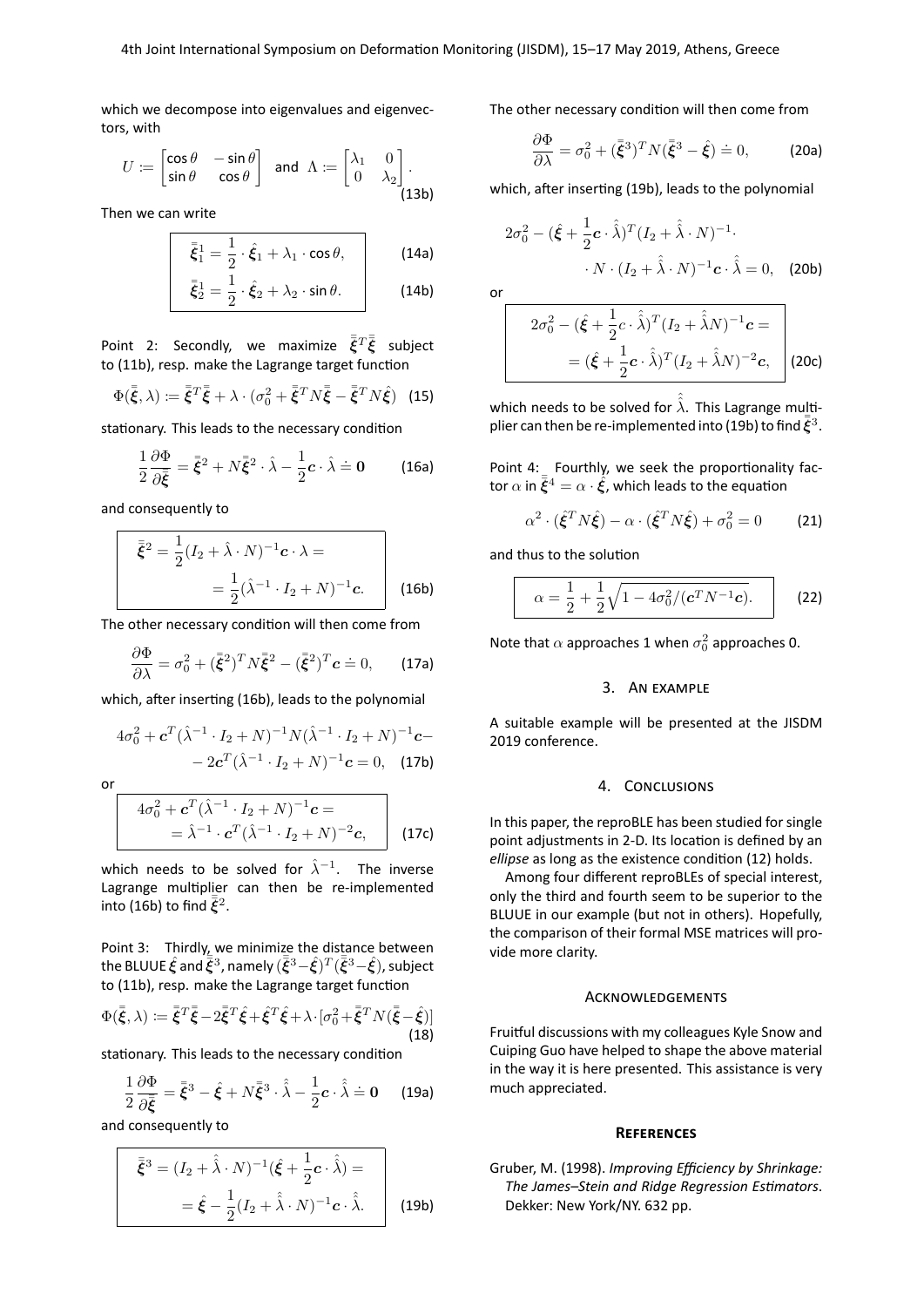which we decompose into eigenvalues and eigenvectors, with

$$U := \begin{bmatrix} \cos\theta & -\sin\theta \\ \sin\theta & \cos\theta \end{bmatrix} \quad \text{and} \quad \Lambda := \begin{bmatrix} \lambda_1 & 0 \\ 0 & \lambda_2 \end{bmatrix}. \tag{13b}$$

Then we can write

$$\bar{\bar{\xi}}_1^1 = \frac{1}{2} \cdot \hat{\xi}_1 + \lambda_1 \cdot \cos\theta, \tag{14a}$$

$$\bar{\bar{\xi}}_2^1 = \frac{1}{2} \cdot \hat{\xi}_2 + \lambda_2 \cdot \sin\theta. \tag{14b}$$

Point 2: Secondly, we maximize $\bar{\bar{\boldsymbol{\xi}}}^T\bar{\bar{\boldsymbol{\xi}}}$ subject to (11b), resp. make the Lagrange target function

$$\Phi(\bar{\bar{\boldsymbol{\xi}}}, \lambda) := \bar{\bar{\boldsymbol{\xi}}}^T\bar{\bar{\boldsymbol{\xi}}} + \lambda \cdot (\sigma_0^2 + \bar{\bar{\boldsymbol{\xi}}}^T N \bar{\bar{\boldsymbol{\xi}}} - \bar{\bar{\boldsymbol{\xi}}}^T N \hat{\boldsymbol{\xi}}) \tag{15}$$

stationary. This leads to the necessary condition

$$\frac{1}{2}\frac{\partial\Phi}{\partial\bar{\bar{\boldsymbol{\xi}}}} = \bar{\bar{\boldsymbol{\xi}}}^2 + N\bar{\bar{\boldsymbol{\xi}}}^2 \cdot \hat{\lambda} - \frac{1}{2}\boldsymbol{c} \cdot \hat{\lambda} \doteq \boldsymbol{0} \tag{16a}$$

and consequently to

$$\begin{aligned} \bar{\bar{\boldsymbol{\xi}}}^2 &= \frac{1}{2}(I_2 + \hat{\lambda} \cdot N)^{-1}\boldsymbol{c} \cdot \lambda = \\ &= \frac{1}{2}(\hat{\lambda}^{-1} \cdot I_2 + N)^{-1}\boldsymbol{c}. \end{aligned} \tag{16b}$$

The other necessary condition will then come from

$$\frac{\partial\Phi}{\partial\lambda} = \sigma_0^2 + (\bar{\bar{\boldsymbol{\xi}}}^2)^T N \bar{\bar{\boldsymbol{\xi}}}^2 - (\bar{\bar{\boldsymbol{\xi}}}^2)^T \boldsymbol{c} \doteq 0, \tag{17a}$$

which, after inserting (16b), leads to the polynomial

$$\begin{aligned} 4\sigma_0^2 + \boldsymbol{c}^T(\hat{\lambda}^{-1} \cdot I_2 + N)^{-1} N (\hat{\lambda}^{-1} \cdot I_2 + N)^{-1}\boldsymbol{c} - \\ - 2\boldsymbol{c}^T(\hat{\lambda}^{-1} \cdot I_2 + N)^{-1}\boldsymbol{c} = 0, \end{aligned} \tag{17b}$$

or

$$\begin{aligned} 4\sigma_0^2 + \boldsymbol{c}^T(\hat{\lambda}^{-1} \cdot I_2 + N)^{-1}\boldsymbol{c} &= \\ = \hat{\lambda}^{-1} \cdot \boldsymbol{c}^T(\hat{\lambda}^{-1} \cdot I_2 + N)^{-2}\boldsymbol{c}, \end{aligned} \tag{17c}$$

which needs to be solved for $\hat{\lambda}^{-1}$. The inverse Lagrange multiplier can then be re-implemented into (16b) to find $\bar{\bar{\boldsymbol{\xi}}}^2$.

Point 3: Thirdly, we minimize the distance between the BLUUE $\hat{\boldsymbol{\xi}}$ and $\bar{\bar{\boldsymbol{\xi}}}^3$, namely $(\bar{\bar{\boldsymbol{\xi}}}^3 - \hat{\boldsymbol{\xi}})^T(\bar{\bar{\boldsymbol{\xi}}}^3 - \hat{\boldsymbol{\xi}})$, subject to (11b), resp. make the Lagrange target function

$$\Phi(\bar{\bar{\boldsymbol{\xi}}}, \lambda) := \bar{\bar{\boldsymbol{\xi}}}^T\bar{\bar{\boldsymbol{\xi}}} - 2\bar{\bar{\boldsymbol{\xi}}}^T\hat{\boldsymbol{\xi}} + \hat{\boldsymbol{\xi}}^T\hat{\boldsymbol{\xi}} + \lambda \cdot [\sigma_0^2 + \bar{\bar{\boldsymbol{\xi}}}^T N (\bar{\bar{\boldsymbol{\xi}}} - \hat{\boldsymbol{\xi}})] \tag{18}$$

stationary. This leads to the necessary condition

$$\frac{1}{2}\frac{\partial\Phi}{\partial\bar{\bar{\boldsymbol{\xi}}}} = \bar{\bar{\boldsymbol{\xi}}}^3 - \hat{\boldsymbol{\xi}} + N\bar{\bar{\boldsymbol{\xi}}}^3 \cdot \hat{\hat{\lambda}} - \frac{1}{2}\boldsymbol{c} \cdot \hat{\hat{\lambda}} \doteq \boldsymbol{0} \tag{19a}$$

and consequently to

$$\begin{aligned} \bar{\bar{\boldsymbol{\xi}}}^3 &= (I_2 + \hat{\hat{\lambda}} \cdot N)^{-1}(\hat{\boldsymbol{\xi}} + \frac{1}{2}\boldsymbol{c} \cdot \hat{\hat{\lambda}}) = \\ &= \hat{\boldsymbol{\xi}} - \frac{1}{2}(I_2 + \hat{\hat{\lambda}} \cdot N)^{-1}\boldsymbol{c} \cdot \hat{\hat{\lambda}}. \end{aligned} \tag{19b}$$

The other necessary condition will then come from

$$\frac{\partial\Phi}{\partial\lambda} = \sigma_0^2 + (\bar{\bar{\boldsymbol{\xi}}}^3)^T N (\bar{\bar{\boldsymbol{\xi}}}^3 - \hat{\boldsymbol{\xi}}) \doteq 0, \tag{20a}$$

which, after inserting (19b), leads to the polynomial

$$\begin{aligned} 2\sigma_0^2 - (\hat{\boldsymbol{\xi}} + \frac{1}{2}\boldsymbol{c} \cdot \hat{\hat{\lambda}})^T(I_2 + \hat{\hat{\lambda}} \cdot N)^{-1} \cdot \\ \cdot N \cdot (I_2 + \hat{\hat{\lambda}} \cdot N)^{-1}\boldsymbol{c} \cdot \hat{\hat{\lambda}} = 0, \end{aligned} \tag{20b}$$

or

$$\begin{aligned} 2\sigma_0^2 - (\hat{\boldsymbol{\xi}} + \frac{1}{2}c \cdot \hat{\hat{\lambda}})^T(I_2 + \hat{\hat{\lambda}}N)^{-1}\boldsymbol{c} &= \\ = (\hat{\boldsymbol{\xi}} + \frac{1}{2}\boldsymbol{c} \cdot \hat{\hat{\lambda}})^T(I_2 + \hat{\hat{\lambda}}N)^{-2}\boldsymbol{c}, \end{aligned} \tag{20c}$$

which needs to be solved for $\hat{\hat{\lambda}}$. This Lagrange multiplier can then be re-implemented into (19b) to find $\bar{\bar{\boldsymbol{\xi}}}^3$.

Point 4: Fourthly, we seek the proportionality factor $\alpha$ in $\bar{\bar{\boldsymbol{\xi}}}^4 = \alpha \cdot \hat{\boldsymbol{\xi}}$, which leads to the equation

$$\alpha^2 \cdot (\hat{\boldsymbol{\xi}}^T N \hat{\boldsymbol{\xi}}) - \alpha \cdot (\hat{\boldsymbol{\xi}}^T N \hat{\boldsymbol{\xi}}) + \sigma_0^2 = 0 \tag{21}$$

and thus to the solution

$$\alpha = \frac{1}{2} + \frac{1}{2}\sqrt{1 - 4\sigma_0^2/(\boldsymbol{c}^T N^{-1}\boldsymbol{c})}. \tag{22}$$

Note that $\alpha$ approaches 1 when $\sigma_0^2$ approaches 0.

## 3. An example

A suitable example will be presented at the JISDM 2019 conference.

## 4. Conclusions

In this paper, the reproBLE has been studied for single point adjustments in 2-D. Its location is defined by an *ellipse* as long as the existence condition (12) holds.

Among four different reproBLEs of special interest, only the third and fourth seem to be superior to the BLUUE in our example (but not in others). Hopefully, the comparison of their formal MSE matrices will provide more clarity.

## Acknowledgements

Fruitful discussions with my colleagues Kyle Snow and Cuiping Guo have helped to shape the above material in the way it is here presented. This assistance is very much appreciated.

## References

Gruber, M. (1998). *Improving Efficiency by Shrinkage: The James–Stein and Ridge Regression Estimators*. Dekker: New York/NY. 632 pp.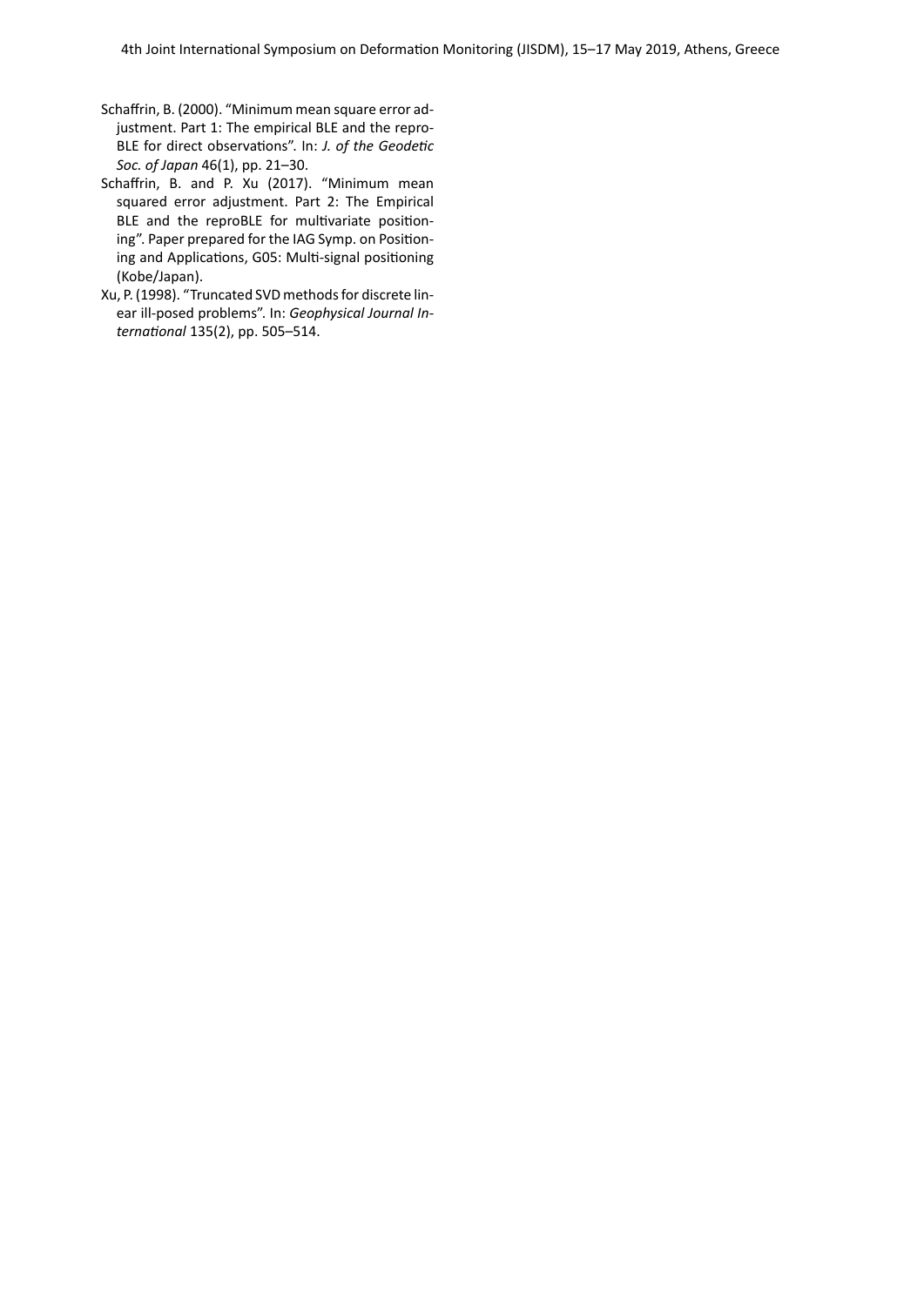Schaffrin, B. (2000). "Minimum mean square error adjustment. Part 1: The empirical BLE and the reproBLE for direct observations". In: *J. of the Geodetic Soc. of Japan* 46(1), pp. 21–30.

Schaffrin, B. and P. Xu (2017). "Minimum mean squared error adjustment. Part 2: The Empirical BLE and the reproBLE for multivariate positioning". Paper prepared for the IAG Symp. on Positioning and Applications, G05: Multi-signal positioning (Kobe/Japan).

Xu, P. (1998). "Truncated SVD methods for discrete linear ill-posed problems". In: *Geophysical Journal International* 135(2), pp. 505–514.